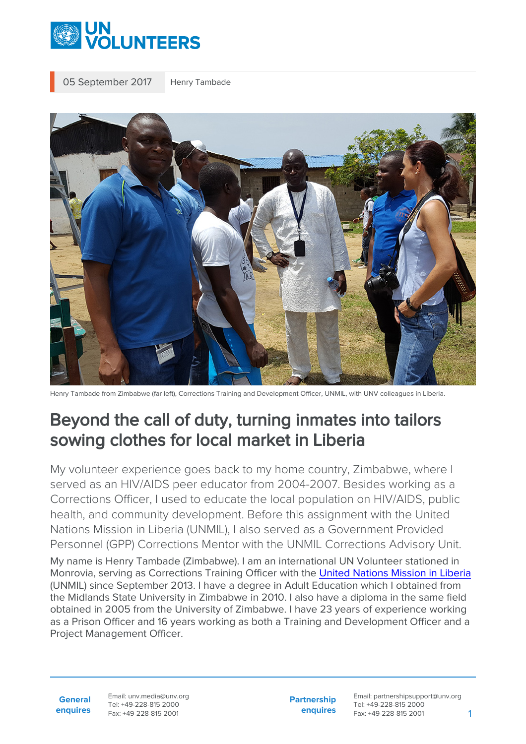05 September 2017 Henry Tambade

Henry Tambade from Zimbabwe (far left), Corrections Training and Development Officer, UNMIL, with UNV colleagues in Liberia.

# Beyond the call of duty, turning inmates into tailors sowing clothes for local market in Liberia

My volunteer experience goes back to my home country, Zimbabwe, where I served as an HIV/AIDS peer educator from 2004-2007. Besides working as a Corrections Officer, I used to educate the local population on HIV/AIDS, public health, and community development. Before this assignment with the United Nations Mission in Liberia (UNMIL), I also served as a Government Provided Personnel (GPP) Corrections Mentor with the UNMIL Corrections Advisory Unit.

My name is Henry Tambade (Zimbabwe). I am an international UN Volunteer stationed in Monrovia, serving as Corrections Training Officer with the [United Nations Mission in Liberia](United Nations Mission in Liberia) (UNMIL) since September 2013. I have a degree in Adult Education which I obtained from the Midlands State University in Zimbabwe in 2010. I also have a diploma in the same field obtained in 2005 from the University of Zimbabwe. I have 23 years of experience working as a Prison Officer and 16 years working as both a Training and Development Officer and a Project Management Officer.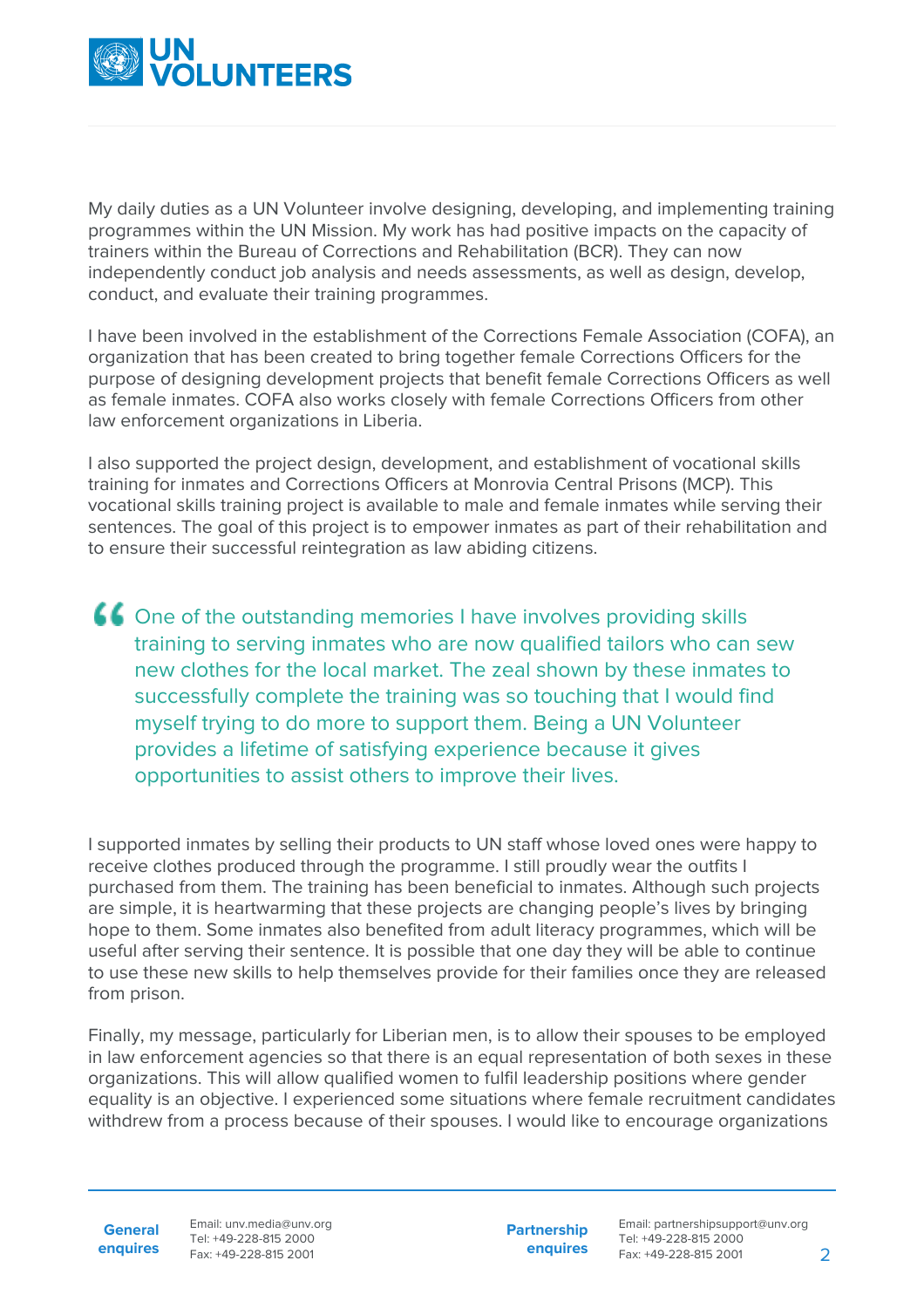My daily duties as a UN Volunteer involve designing, developing, and implementing training programmes within the UN Mission. My work has had positive impacts on the capacity of trainers within the Bureau of Corrections and Rehabilitation (BCR). They can now independently conduct job analysis and needs assessments, as well as design, develop, conduct, and evaluate their training programmes.

I have been involved in the establishment of the Corrections Female Association (COFA), an organization that has been created to bring together female Corrections Officers for the purpose of designing development projects that benefit female Corrections Officers as well as female inmates. COFA also works closely with female Corrections Officers from other law enforcement organizations in Liberia.

I also supported the project design, development, and establishment of vocational skills training for inmates and Corrections Officers at Monrovia Central Prisons (MCP). This vocational skills training project is available to male and female inmates while serving their sentences. The goal of this project is to empower inmates as part of their rehabilitation and to ensure their successful reintegration as law abiding citizens.

> One of the outstanding memories I have involves providing skills training to serving inmates who are now qualified tailors who can sew new clothes for the local market. The zeal shown by these inmates to successfully complete the training was so touching that I would find myself trying to do more to support them. Being a UN Volunteer provides a lifetime of satisfying experience because it gives opportunities to assist others to improve their lives.

I supported inmates by selling their products to UN staff whose loved ones were happy to receive clothes produced through the programme. I still proudly wear the outfits I purchased from them. The training has been beneficial to inmates. Although such projects are simple, it is heartwarming that these projects are changing people's lives by bringing hope to them. Some inmates also benefited from adult literacy programmes, which will be useful after serving their sentence. It is possible that one day they will be able to continue to use these new skills to help themselves provide for their families once they are released from prison.

Finally, my message, particularly for Liberian men, is to allow their spouses to be employed in law enforcement agencies so that there is an equal representation of both sexes in these organizations. This will allow qualified women to fulfil leadership positions where gender equality is an objective. I experienced some situations where female recruitment candidates withdrew from a process because of their spouses. I would like to encourage organizations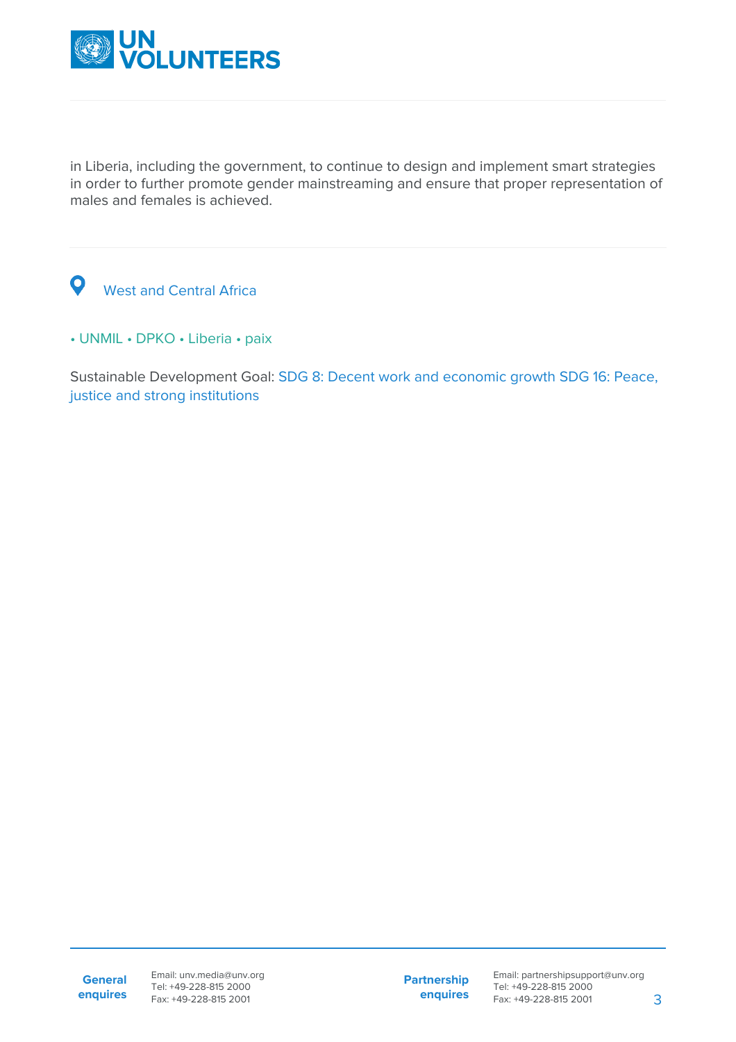in Liberia, including the government, to continue to design and implement smart strategies in order to further promote gender mainstreaming and ensure that proper representation of males and females is achieved.

West and Central Africa

• UNMIL • DPKO • Liberia • paix

Sustainable Development Goal: SDG 8: Decent work and economic growth SDG 16: Peace, justice and strong institutions